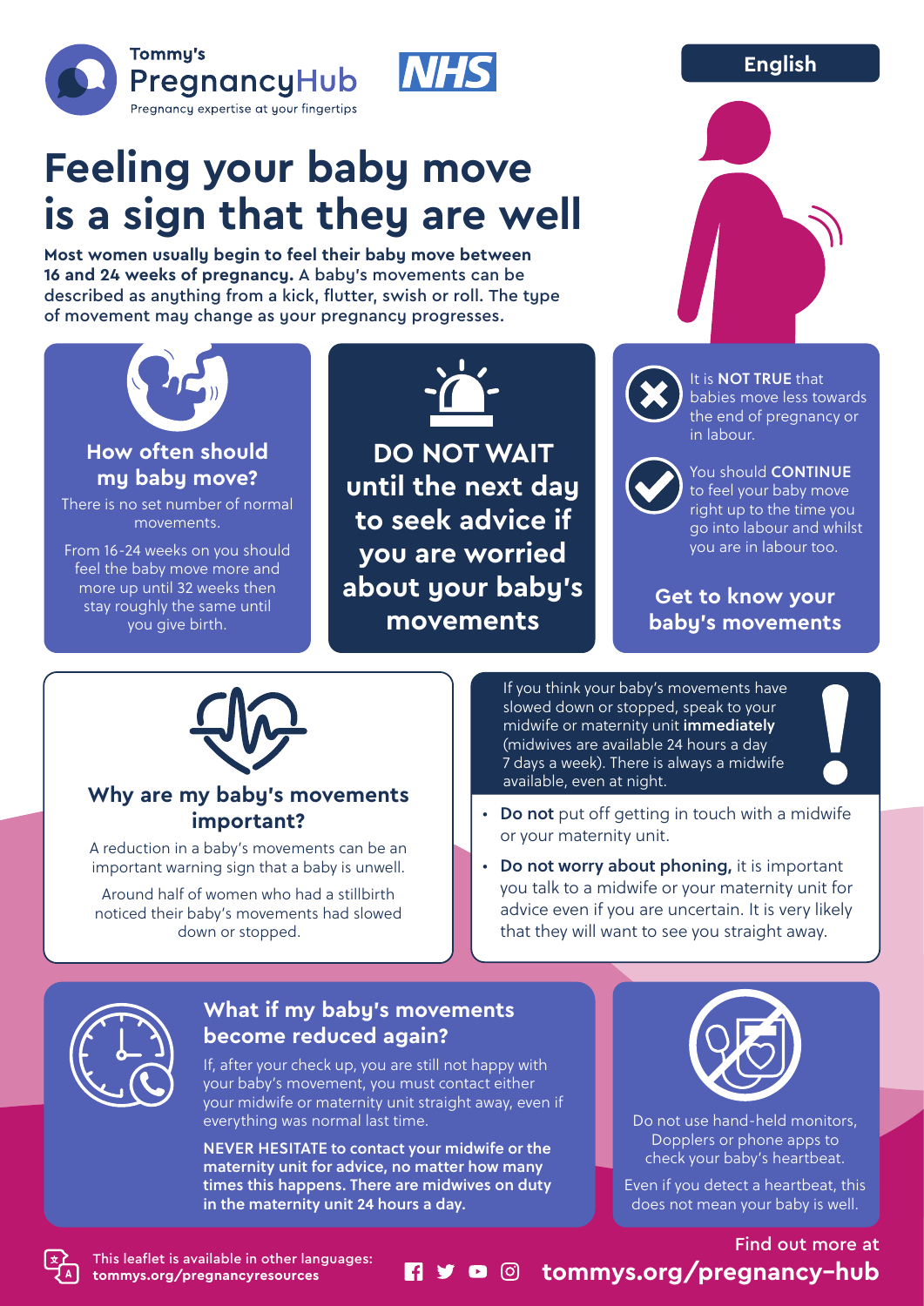Tommy's PregnancyHub
Pregnancy expertise at your fingertips

NHS

English

# Feeling your baby move is a sign that they are well

**Most women usually begin to feel their baby move between 16 and 24 weeks of pregnancy.** A baby's movements can be described as anything from a kick, flutter, swish or roll. The type of movement may change as your pregnancy progresses.

## How often should my baby move?

There is no set number of normal movements.

From 16-24 weeks on you should feel the baby move more and more up until 32 weeks then stay roughly the same until you give birth.

**DO NOT WAIT until the next day to seek advice if you are worried about your baby's movements**

It is **NOT TRUE** that babies move less towards the end of pregnancy or in labour.

You should **CONTINUE** to feel your baby move right up to the time you go into labour and whilst you are in labour too.

**Get to know your baby's movements**

## Why are my baby's movements important?

A reduction in a baby's movements can be an important warning sign that a baby is unwell.

Around half of women who had a stillbirth noticed their baby's movements had slowed down or stopped.

If you think your baby's movements have slowed down or stopped, speak to your midwife or maternity unit **immediately** (midwives are available 24 hours a day 7 days a week). There is always a midwife available, even at night.

- **Do not** put off getting in touch with a midwife or your maternity unit.
- **Do not worry about phoning,** it is important you talk to a midwife or your maternity unit for advice even if you are uncertain. It is very likely that they will want to see you straight away.

## What if my baby's movements become reduced again?

If, after your check up, you are still not happy with your baby's movement, you must contact either your midwife or maternity unit straight away, even if everything was normal last time.

**NEVER HESITATE to contact your midwife or the maternity unit for advice, no matter how many times this happens. There are midwives on duty in the maternity unit 24 hours a day.**

Do not use hand-held monitors, Dopplers or phone apps to check your baby's heartbeat.

Even if you detect a heartbeat, this does not mean your baby is well.

**This leaflet is available in other languages: tommys.org/pregnancyresources**

Find out more at **tommys.org/pregnancy-hub**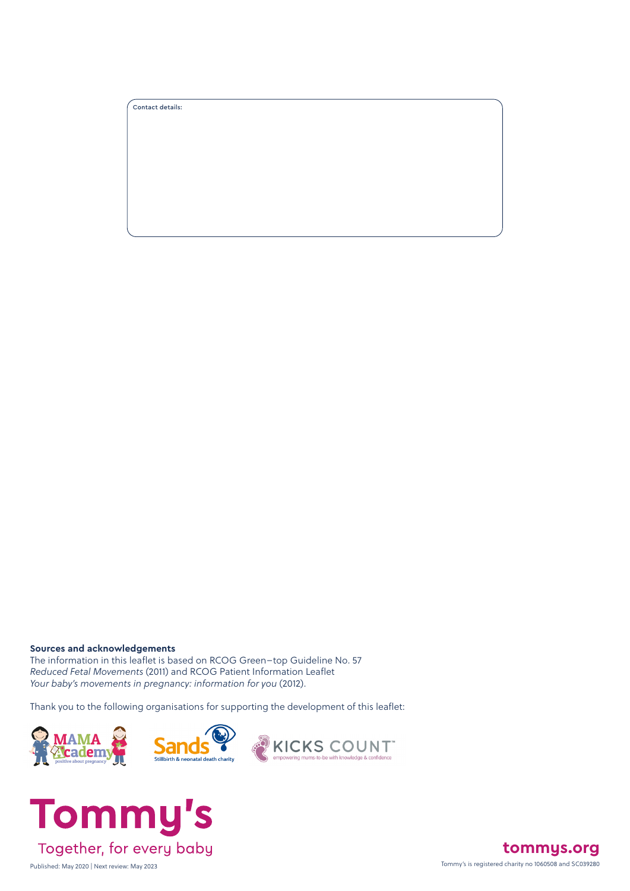Contact details:

**Sources and acknowledgements**

The information in this leaflet is based on RCOG Green–top Guideline No. 57 *Reduced Fetal Movements* (2011) and RCOG Patient Information Leaflet *Your baby's movements in pregnancy: information for you* (2012).

Thank you to the following organisations for supporting the development of this leaflet:

MAMA Academy positive about pregnancy

Sands Stillbirth & neonatal death charity

KICKS COUNT™ empowering mums-to-be with knowledge & confidence

**Tommy's**

Together, for every baby

**tommys.org**

Tommy's is registered charity no 1060508 and SC039280

Published: May 2020 | Next review: May 2023